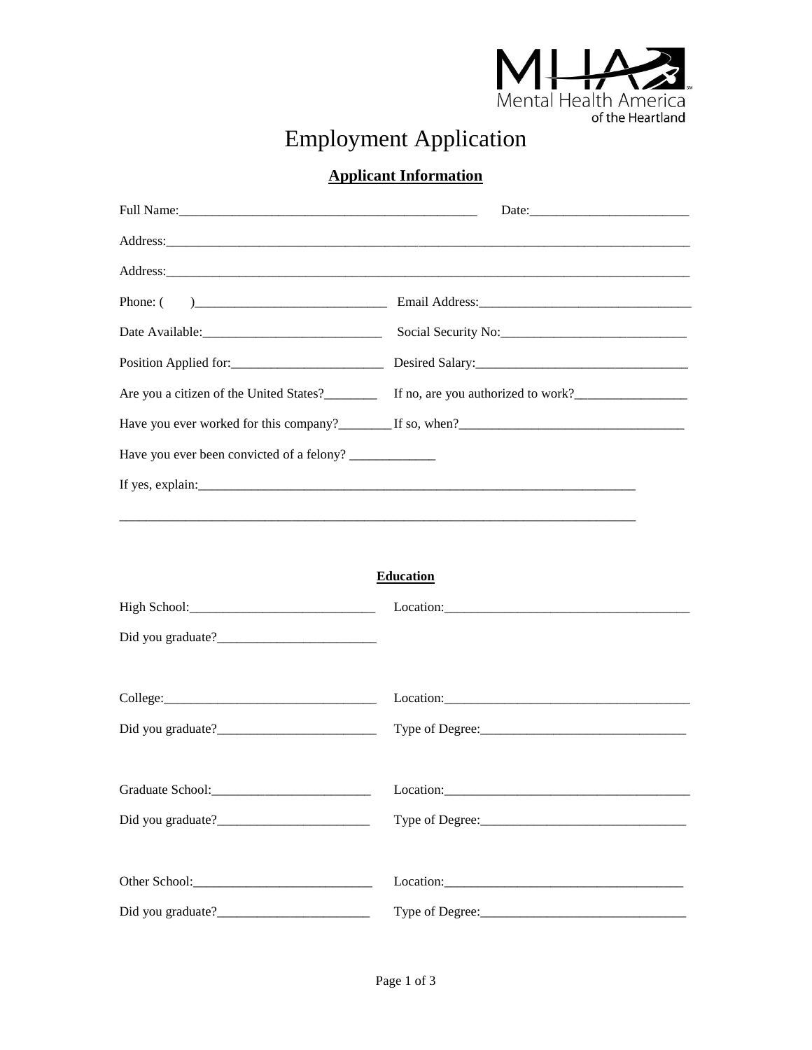MHA
Mental Health America
of the Heartland

# Employment Application

## Applicant Information

Full Name:_______________________________________________ Date:_________________________

Address:_____________________________________________________________________________________

Address:_____________________________________________________________________________________

Phone: ( )_____________________________ Email Address:_________________________________

Date Available:___________________________ Social Security No:____________________________

Position Applied for:_______________________ Desired Salary:________________________________

Are you a citizen of the United States?________ If no, are you authorized to work?_________________

Have you ever worked for this company?________ If so, when?__________________________________

Have you ever been convicted of a felony? _____________

If yes, explain:_______________________________________________________________________

_____________________________________________________________________________________

## Education

High School:____________________________ Location:_____________________________________

Did you graduate?________________________

College:________________________________ Location:_____________________________________

Did you graduate?________________________ Type of Degree:_______________________________

Graduate School:________________________ Location:_____________________________________

Did you graduate?_______________________ Type of Degree:_______________________________

Other School:___________________________ Location:____________________________________

Did you graduate?_______________________ Type of Degree:_______________________________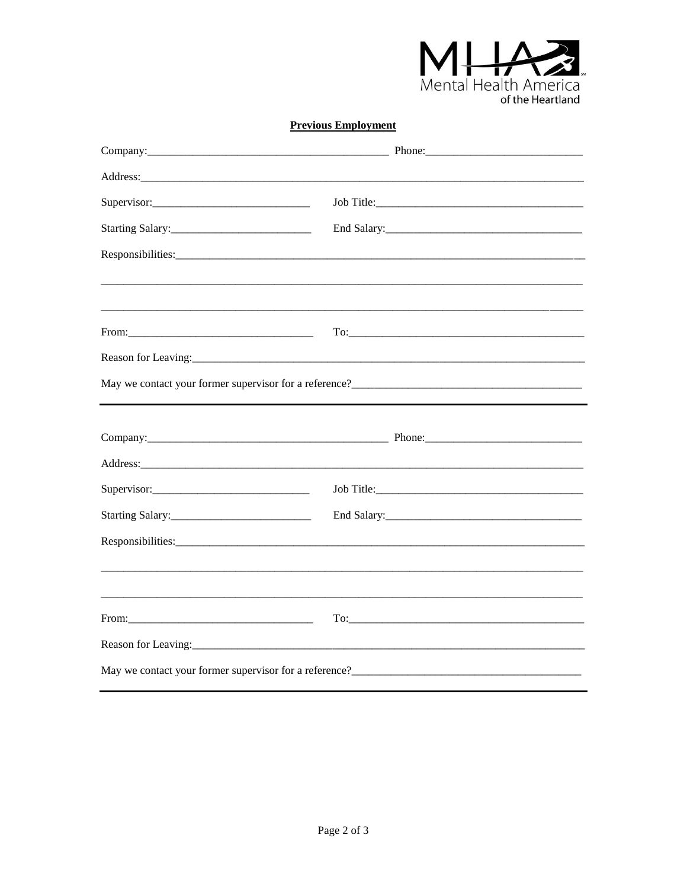## Previous Employment

Company:_______________________________________ Phone:___________________________

Address:____________________________________________________________________________

Supervisor:____________________________ Job Title:______________________________________

Starting Salary:_________________________ End Salary:____________________________________

Responsibilities:_________________________________________________________________

____________________________________________________________________________________

____________________________________________________________________________________

From:_________________________________ To:_____________________________________________

Reason for Leaving:_______________________________________________________________

May we contact your former supervisor for a reference?______________________________________

---

Company:_______________________________________ Phone:___________________________

Address:____________________________________________________________________________

Supervisor:____________________________ Job Title:______________________________________

Starting Salary:_________________________ End Salary:____________________________________

Responsibilities:_________________________________________________________________

____________________________________________________________________________________

____________________________________________________________________________________

From:_________________________________ To:_____________________________________________

Reason for Leaving:_______________________________________________________________

May we contact your former supervisor for a reference?______________________________________

---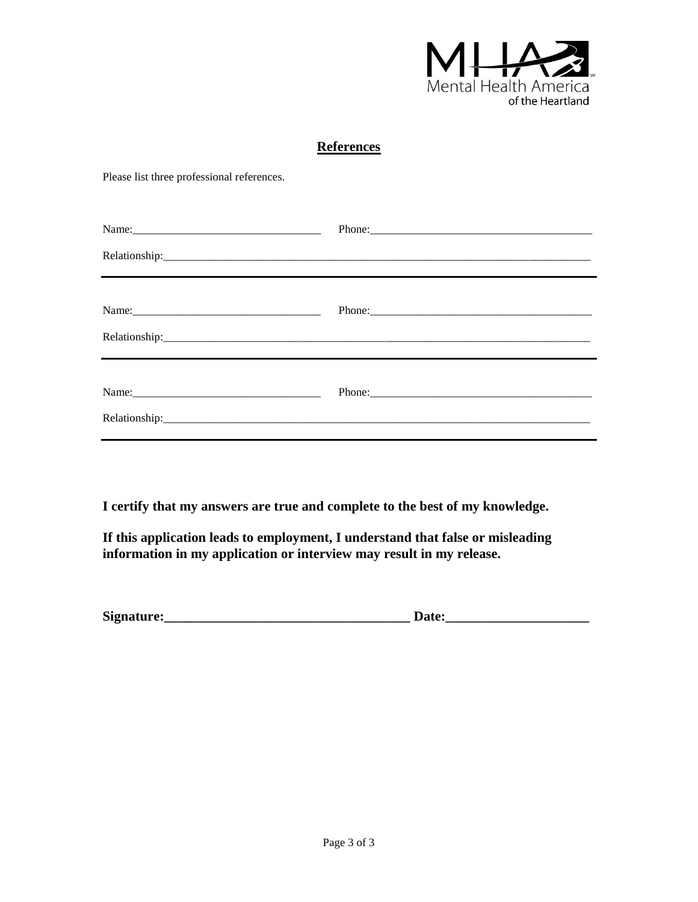Mental Health America of the Heartland

## References

Please list three professional references.

Name:__________________________________ Phone:________________________________________

Relationship:_____________________________________________________________________________

---

Name:__________________________________ Phone:________________________________________

Relationship:_____________________________________________________________________________

---

Name:__________________________________ Phone:________________________________________

Relationship:_____________________________________________________________________________

---

**I certify that my answers are true and complete to the best of my knowledge.**

**If this application leads to employment, I understand that false or misleading information in my application or interview may result in my release.**

**Signature:____________________________________ Date:_____________________**